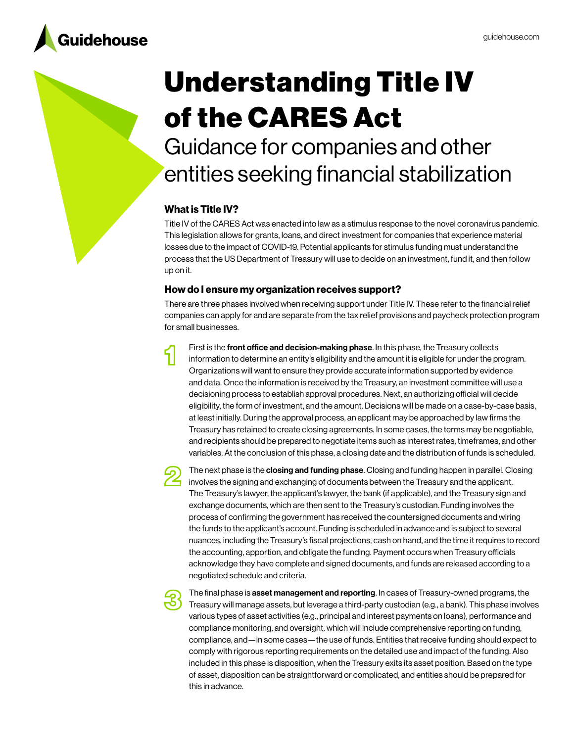# Understanding Title IV of the CARES Act

## Guidance for companies and other entities seeking financial stabilization

### What is Title IV?

Title IV of the CARES Act was enacted into law as a stimulus response to the novel coronavirus pandemic. This legislation allows for grants, loans, and direct investment for companies that experience material losses due to the impact of COVID-19. Potential applicants for stimulus funding must understand the process that the US Department of Treasury will use to decide on an investment, fund it, and then follow up on it.

### How do I ensure my organization receives support?

There are three phases involved when receiving support under Title IV. These refer to the financial relief companies can apply for and are separate from the tax relief provisions and paycheck protection program for small businesses.

1. First is the **front office and decision-making phase**. In this phase, the Treasury collects information to determine an entity's eligibility and the amount it is eligible for under the program. Organizations will want to ensure they provide accurate information supported by evidence and data. Once the information is received by the Treasury, an investment committee will use a decisioning process to establish approval procedures. Next, an authorizing official will decide eligibility, the form of investment, and the amount. Decisions will be made on a case-by-case basis, at least initially. During the approval process, an applicant may be approached by law firms the Treasury has retained to create closing agreements. In some cases, the terms may be negotiable, and recipients should be prepared to negotiate items such as interest rates, timeframes, and other variables. At the conclusion of this phase, a closing date and the distribution of funds is scheduled.

2. The next phase is the **closing and funding phase**. Closing and funding happen in parallel. Closing involves the signing and exchanging of documents between the Treasury and the applicant. The Treasury's lawyer, the applicant's lawyer, the bank (if applicable), and the Treasury sign and exchange documents, which are then sent to the Treasury's custodian. Funding involves the process of confirming the government has received the countersigned documents and wiring the funds to the applicant's account. Funding is scheduled in advance and is subject to several nuances, including the Treasury's fiscal projections, cash on hand, and the time it requires to record the accounting, apportion, and obligate the funding. Payment occurs when Treasury officials acknowledge they have complete and signed documents, and funds are released according to a negotiated schedule and criteria.

3. The final phase is **asset management and reporting**. In cases of Treasury-owned programs, the Treasury will manage assets, but leverage a third-party custodian (e.g., a bank). This phase involves various types of asset activities (e.g., principal and interest payments on loans), performance and compliance monitoring, and oversight, which will include comprehensive reporting on funding, compliance, and—in some cases—the use of funds. Entities that receive funding should expect to comply with rigorous reporting requirements on the detailed use and impact of the funding. Also included in this phase is disposition, when the Treasury exits its asset position. Based on the type of asset, disposition can be straightforward or complicated, and entities should be prepared for this in advance.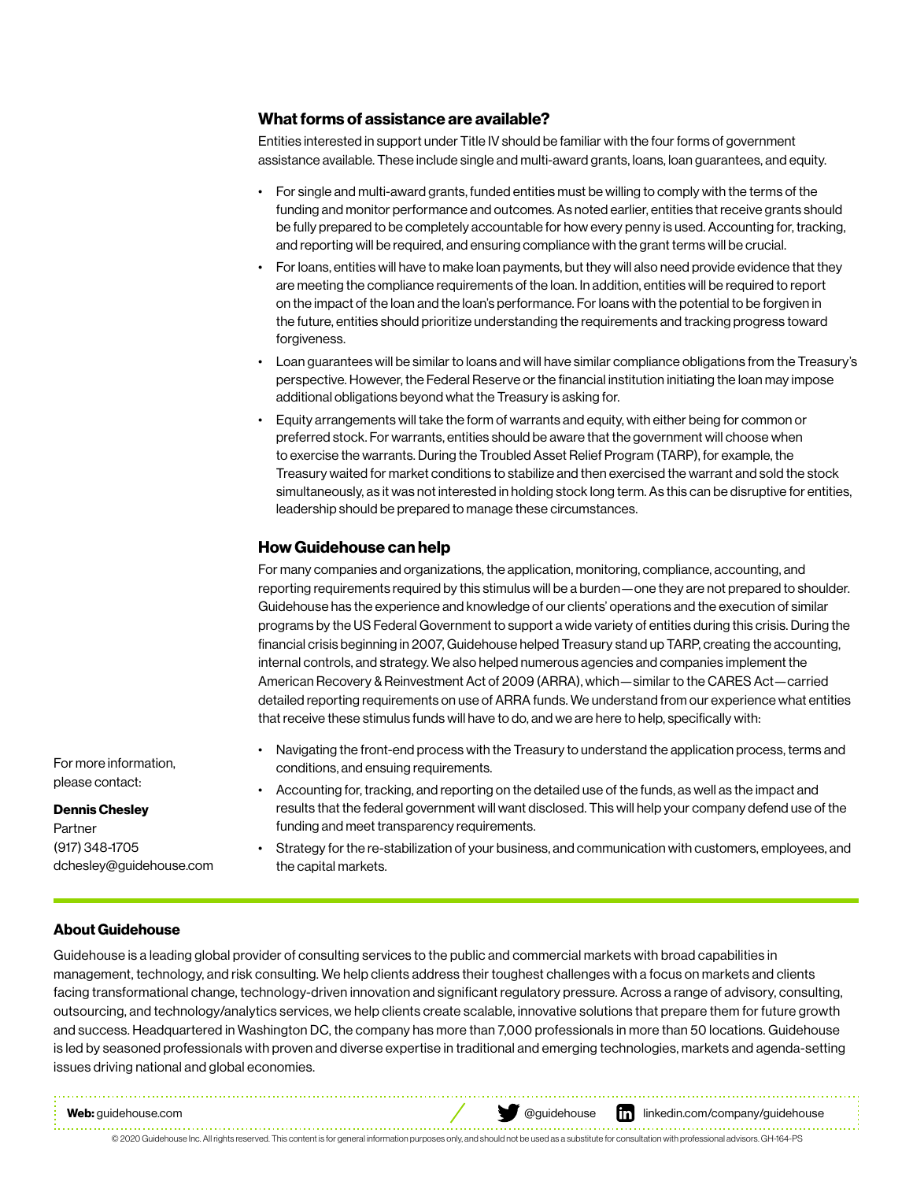## What forms of assistance are available?

Entities interested in support under Title IV should be familiar with the four forms of government assistance available. These include single and multi-award grants, loans, loan guarantees, and equity.

- For single and multi-award grants, funded entities must be willing to comply with the terms of the funding and monitor performance and outcomes. As noted earlier, entities that receive grants should be fully prepared to be completely accountable for how every penny is used. Accounting for, tracking, and reporting will be required, and ensuring compliance with the grant terms will be crucial.
- For loans, entities will have to make loan payments, but they will also need provide evidence that they are meeting the compliance requirements of the loan. In addition, entities will be required to report on the impact of the loan and the loan's performance. For loans with the potential to be forgiven in the future, entities should prioritize understanding the requirements and tracking progress toward forgiveness.
- Loan guarantees will be similar to loans and will have similar compliance obligations from the Treasury's perspective. However, the Federal Reserve or the financial institution initiating the loan may impose additional obligations beyond what the Treasury is asking for.
- Equity arrangements will take the form of warrants and equity, with either being for common or preferred stock. For warrants, entities should be aware that the government will choose when to exercise the warrants. During the Troubled Asset Relief Program (TARP), for example, the Treasury waited for market conditions to stabilize and then exercised the warrant and sold the stock simultaneously, as it was not interested in holding stock long term. As this can be disruptive for entities, leadership should be prepared to manage these circumstances.

## How Guidehouse can help

For many companies and organizations, the application, monitoring, compliance, accounting, and reporting requirements required by this stimulus will be a burden—one they are not prepared to shoulder. Guidehouse has the experience and knowledge of our clients' operations and the execution of similar programs by the US Federal Government to support a wide variety of entities during this crisis. During the financial crisis beginning in 2007, Guidehouse helped Treasury stand up TARP, creating the accounting, internal controls, and strategy. We also helped numerous agencies and companies implement the American Recovery & Reinvestment Act of 2009 (ARRA), which—similar to the CARES Act—carried detailed reporting requirements on use of ARRA funds. We understand from our experience what entities that receive these stimulus funds will have to do, and we are here to help, specifically with:

- Navigating the front-end process with the Treasury to understand the application process, terms and conditions, and ensuing requirements.
- Accounting for, tracking, and reporting on the detailed use of the funds, as well as the impact and results that the federal government will want disclosed. This will help your company defend use of the funding and meet transparency requirements.
- Strategy for the re-stabilization of your business, and communication with customers, employees, and the capital markets.

For more information, please contact:

**Dennis Chesley**
Partner
(917) 348-1705
dchesley@guidehouse.com

## About Guidehouse

Guidehouse is a leading global provider of consulting services to the public and commercial markets with broad capabilities in management, technology, and risk consulting. We help clients address their toughest challenges with a focus on markets and clients facing transformational change, technology-driven innovation and significant regulatory pressure. Across a range of advisory, consulting, outsourcing, and technology/analytics services, we help clients create scalable, innovative solutions that prepare them for future growth and success. Headquartered in Washington DC, the company has more than 7,000 professionals in more than 50 locations. Guidehouse is led by seasoned professionals with proven and diverse expertise in traditional and emerging technologies, markets and agenda-setting issues driving national and global economies.

**Web:** guidehouse.com | @guidehouse | linkedin.com/company/guidehouse

© 2020 Guidehouse Inc. All rights reserved. This content is for general information purposes only, and should not be used as a substitute for consultation with professional advisors. GH-164-PS